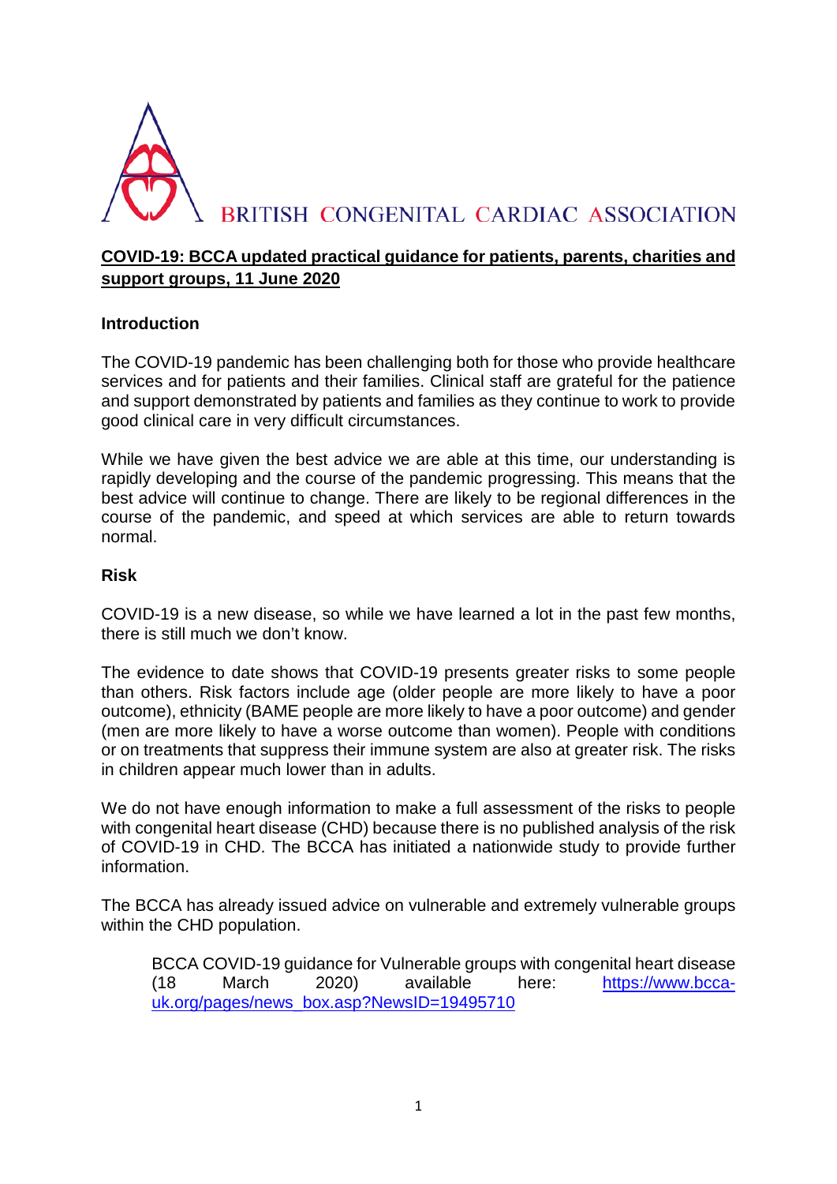BRITISH CONGENITAL CARDIAC ASSOCIATION

# COVID-19: BCCA updated practical guidance for patients, parents, charities and support groups, 11 June 2020

## Introduction

The COVID-19 pandemic has been challenging both for those who provide healthcare services and for patients and their families. Clinical staff are grateful for the patience and support demonstrated by patients and families as they continue to work to provide good clinical care in very difficult circumstances.

While we have given the best advice we are able at this time, our understanding is rapidly developing and the course of the pandemic progressing. This means that the best advice will continue to change. There are likely to be regional differences in the course of the pandemic, and speed at which services are able to return towards normal.

## Risk

COVID-19 is a new disease, so while we have learned a lot in the past few months, there is still much we don't know.

The evidence to date shows that COVID-19 presents greater risks to some people than others. Risk factors include age (older people are more likely to have a poor outcome), ethnicity (BAME people are more likely to have a poor outcome) and gender (men are more likely to have a worse outcome than women). People with conditions or on treatments that suppress their immune system are also at greater risk. The risks in children appear much lower than in adults.

We do not have enough information to make a full assessment of the risks to people with congenital heart disease (CHD) because there is no published analysis of the risk of COVID-19 in CHD. The BCCA has initiated a nationwide study to provide further information.

The BCCA has already issued advice on vulnerable and extremely vulnerable groups within the CHD population.

> BCCA COVID-19 guidance for Vulnerable groups with congenital heart disease (18 March 2020) available here: https://www.bcca-uk.org/pages/news_box.asp?NewsID=19495710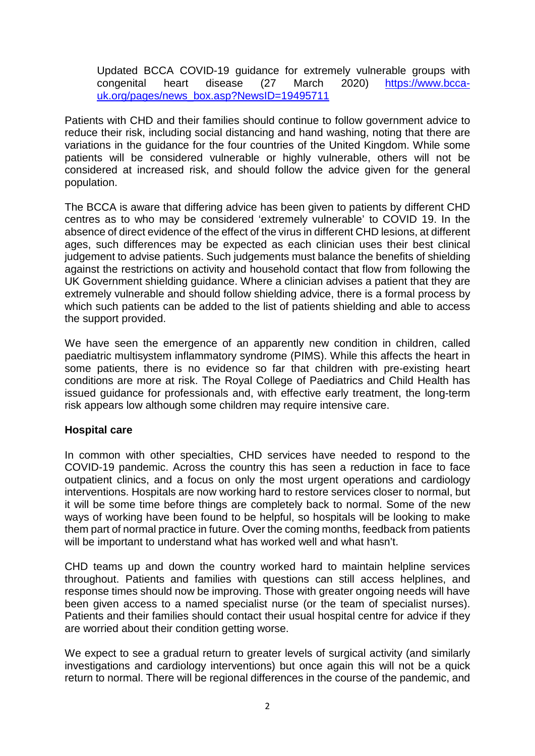Updated BCCA COVID-19 guidance for extremely vulnerable groups with congenital heart disease (27 March 2020) [https://www.bcca-uk.org/pages/news_box.asp?NewsID=19495711](https://www.bcca-uk.org/pages/news_box.asp?NewsID=19495711)

Patients with CHD and their families should continue to follow government advice to reduce their risk, including social distancing and hand washing, noting that there are variations in the guidance for the four countries of the United Kingdom. While some patients will be considered vulnerable or highly vulnerable, others will not be considered at increased risk, and should follow the advice given for the general population.

The BCCA is aware that differing advice has been given to patients by different CHD centres as to who may be considered 'extremely vulnerable' to COVID 19. In the absence of direct evidence of the effect of the virus in different CHD lesions, at different ages, such differences may be expected as each clinician uses their best clinical judgement to advise patients. Such judgements must balance the benefits of shielding against the restrictions on activity and household contact that flow from following the UK Government shielding guidance. Where a clinician advises a patient that they are extremely vulnerable and should follow shielding advice, there is a formal process by which such patients can be added to the list of patients shielding and able to access the support provided.

We have seen the emergence of an apparently new condition in children, called paediatric multisystem inflammatory syndrome (PIMS). While this affects the heart in some patients, there is no evidence so far that children with pre-existing heart conditions are more at risk. The Royal College of Paediatrics and Child Health has issued guidance for professionals and, with effective early treatment, the long-term risk appears low although some children may require intensive care.

**Hospital care**

In common with other specialties, CHD services have needed to respond to the COVID-19 pandemic. Across the country this has seen a reduction in face to face outpatient clinics, and a focus on only the most urgent operations and cardiology interventions. Hospitals are now working hard to restore services closer to normal, but it will be some time before things are completely back to normal. Some of the new ways of working have been found to be helpful, so hospitals will be looking to make them part of normal practice in future. Over the coming months, feedback from patients will be important to understand what has worked well and what hasn't.

CHD teams up and down the country worked hard to maintain helpline services throughout. Patients and families with questions can still access helplines, and response times should now be improving. Those with greater ongoing needs will have been given access to a named specialist nurse (or the team of specialist nurses). Patients and their families should contact their usual hospital centre for advice if they are worried about their condition getting worse.

We expect to see a gradual return to greater levels of surgical activity (and similarly investigations and cardiology interventions) but once again this will not be a quick return to normal. There will be regional differences in the course of the pandemic, and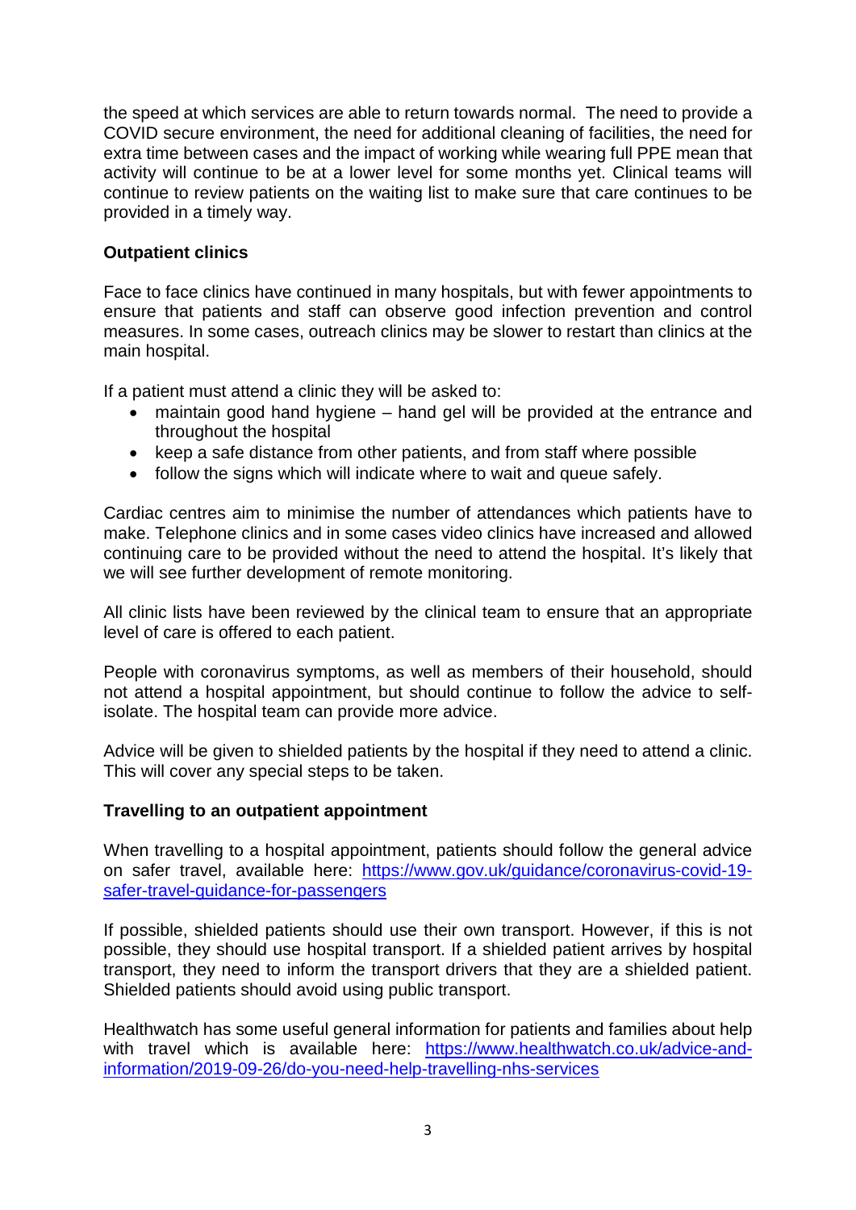the speed at which services are able to return towards normal. The need to provide a COVID secure environment, the need for additional cleaning of facilities, the need for extra time between cases and the impact of working while wearing full PPE mean that activity will continue to be at a lower level for some months yet. Clinical teams will continue to review patients on the waiting list to make sure that care continues to be provided in a timely way.

**Outpatient clinics**

Face to face clinics have continued in many hospitals, but with fewer appointments to ensure that patients and staff can observe good infection prevention and control measures. In some cases, outreach clinics may be slower to restart than clinics at the main hospital.

If a patient must attend a clinic they will be asked to:

- maintain good hand hygiene – hand gel will be provided at the entrance and throughout the hospital
- keep a safe distance from other patients, and from staff where possible
- follow the signs which will indicate where to wait and queue safely.

Cardiac centres aim to minimise the number of attendances which patients have to make. Telephone clinics and in some cases video clinics have increased and allowed continuing care to be provided without the need to attend the hospital. It's likely that we will see further development of remote monitoring.

All clinic lists have been reviewed by the clinical team to ensure that an appropriate level of care is offered to each patient.

People with coronavirus symptoms, as well as members of their household, should not attend a hospital appointment, but should continue to follow the advice to self-isolate. The hospital team can provide more advice.

Advice will be given to shielded patients by the hospital if they need to attend a clinic. This will cover any special steps to be taken.

**Travelling to an outpatient appointment**

When travelling to a hospital appointment, patients should follow the general advice on safer travel, available here: https://www.gov.uk/guidance/coronavirus-covid-19-safer-travel-guidance-for-passengers

If possible, shielded patients should use their own transport. However, if this is not possible, they should use hospital transport. If a shielded patient arrives by hospital transport, they need to inform the transport drivers that they are a shielded patient. Shielded patients should avoid using public transport.

Healthwatch has some useful general information for patients and families about help with travel which is available here: https://www.healthwatch.co.uk/advice-and-information/2019-09-26/do-you-need-help-travelling-nhs-services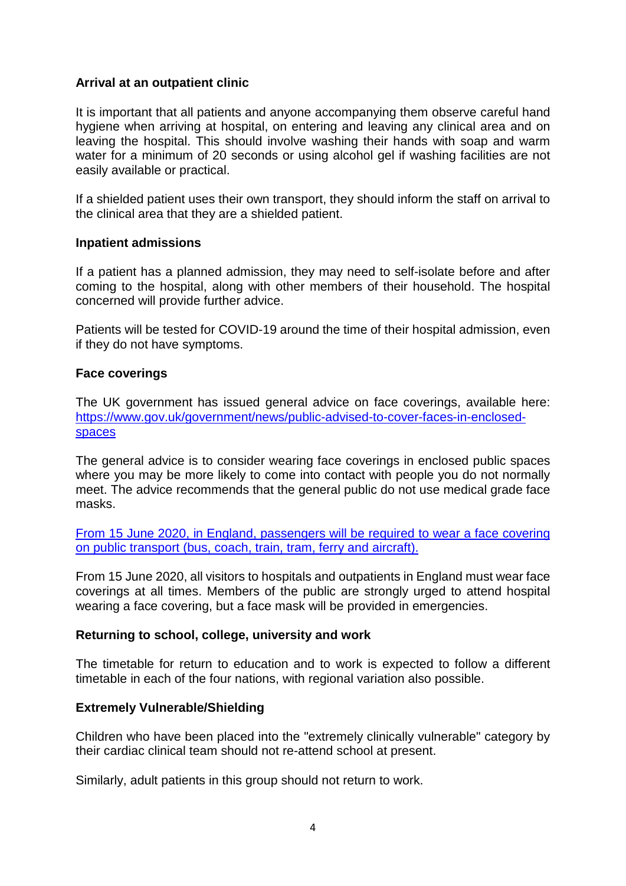**Arrival at an outpatient clinic**

It is important that all patients and anyone accompanying them observe careful hand hygiene when arriving at hospital, on entering and leaving any clinical area and on leaving the hospital. This should involve washing their hands with soap and warm water for a minimum of 20 seconds or using alcohol gel if washing facilities are not easily available or practical.

If a shielded patient uses their own transport, they should inform the staff on arrival to the clinical area that they are a shielded patient.

**Inpatient admissions**

If a patient has a planned admission, they may need to self-isolate before and after coming to the hospital, along with other members of their household. The hospital concerned will provide further advice.

Patients will be tested for COVID-19 around the time of their hospital admission, even if they do not have symptoms.

**Face coverings**

The UK government has issued general advice on face coverings, available here: [https://www.gov.uk/government/news/public-advised-to-cover-faces-in-enclosed-spaces](https://www.gov.uk/government/news/public-advised-to-cover-faces-in-enclosed-spaces)

The general advice is to consider wearing face coverings in enclosed public spaces where you may be more likely to come into contact with people you do not normally meet. The advice recommends that the general public do not use medical grade face masks.

From 15 June 2020, in England, passengers will be required to wear a face covering on public transport (bus, coach, train, tram, ferry and aircraft).

From 15 June 2020, all visitors to hospitals and outpatients in England must wear face coverings at all times. Members of the public are strongly urged to attend hospital wearing a face covering, but a face mask will be provided in emergencies.

**Returning to school, college, university and work**

The timetable for return to education and to work is expected to follow a different timetable in each of the four nations, with regional variation also possible.

**Extremely Vulnerable/Shielding**

Children who have been placed into the "extremely clinically vulnerable" category by their cardiac clinical team should not re-attend school at present.

Similarly, adult patients in this group should not return to work.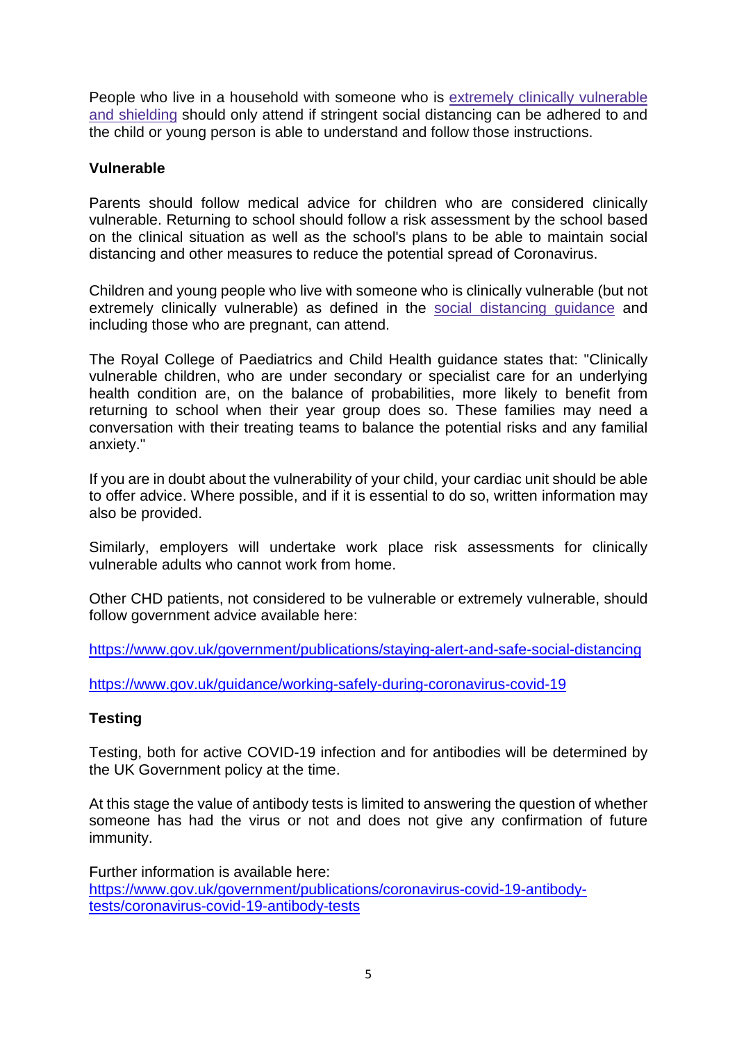People who live in a household with someone who is [extremely clinically vulnerable and shielding] should only attend if stringent social distancing can be adhered to and the child or young person is able to understand and follow those instructions.

**Vulnerable**

Parents should follow medical advice for children who are considered clinically vulnerable. Returning to school should follow a risk assessment by the school based on the clinical situation as well as the school's plans to be able to maintain social distancing and other measures to reduce the potential spread of Coronavirus.

Children and young people who live with someone who is clinically vulnerable (but not extremely clinically vulnerable) as defined in the [social distancing guidance] and including those who are pregnant, can attend.

The Royal College of Paediatrics and Child Health guidance states that: "Clinically vulnerable children, who are under secondary or specialist care for an underlying health condition are, on the balance of probabilities, more likely to benefit from returning to school when their year group does so. These families may need a conversation with their treating teams to balance the potential risks and any familial anxiety."

If you are in doubt about the vulnerability of your child, your cardiac unit should be able to offer advice. Where possible, and if it is essential to do so, written information may also be provided.

Similarly, employers will undertake work place risk assessments for clinically vulnerable adults who cannot work from home.

Other CHD patients, not considered to be vulnerable or extremely vulnerable, should follow government advice available here:

https://www.gov.uk/government/publications/staying-alert-and-safe-social-distancing

https://www.gov.uk/guidance/working-safely-during-coronavirus-covid-19

**Testing**

Testing, both for active COVID-19 infection and for antibodies will be determined by the UK Government policy at the time.

At this stage the value of antibody tests is limited to answering the question of whether someone has had the virus or not and does not give any confirmation of future immunity.

Further information is available here:
https://www.gov.uk/government/publications/coronavirus-covid-19-antibody-tests/coronavirus-covid-19-antibody-tests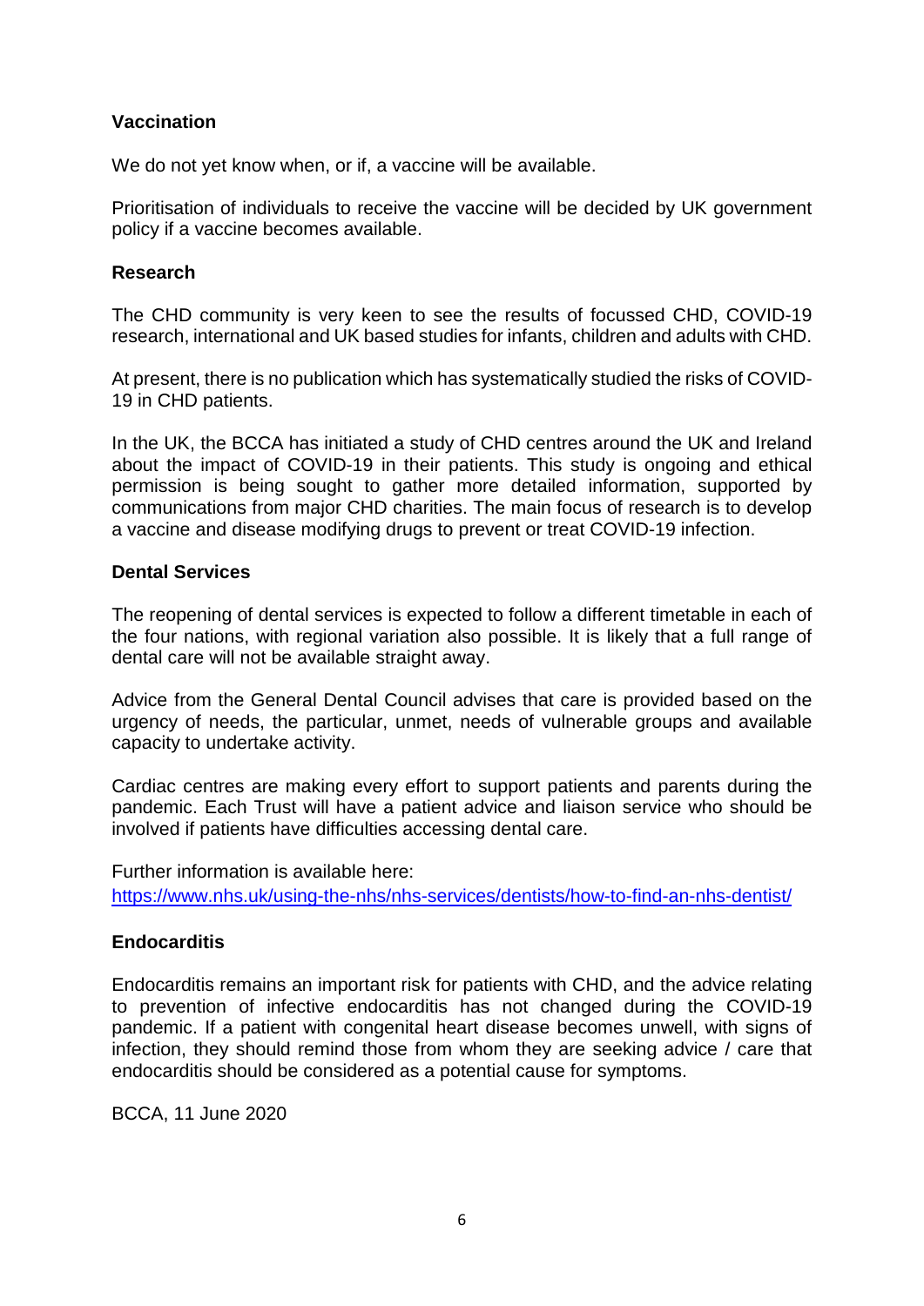## Vaccination

We do not yet know when, or if, a vaccine will be available.

Prioritisation of individuals to receive the vaccine will be decided by UK government policy if a vaccine becomes available.

## Research

The CHD community is very keen to see the results of focussed CHD, COVID-19 research, international and UK based studies for infants, children and adults with CHD.

At present, there is no publication which has systematically studied the risks of COVID-19 in CHD patients.

In the UK, the BCCA has initiated a study of CHD centres around the UK and Ireland about the impact of COVID-19 in their patients. This study is ongoing and ethical permission is being sought to gather more detailed information, supported by communications from major CHD charities. The main focus of research is to develop a vaccine and disease modifying drugs to prevent or treat COVID-19 infection.

## Dental Services

The reopening of dental services is expected to follow a different timetable in each of the four nations, with regional variation also possible. It is likely that a full range of dental care will not be available straight away.

Advice from the General Dental Council advises that care is provided based on the urgency of needs, the particular, unmet, needs of vulnerable groups and available capacity to undertake activity.

Cardiac centres are making every effort to support patients and parents during the pandemic. Each Trust will have a patient advice and liaison service who should be involved if patients have difficulties accessing dental care.

Further information is available here:
https://www.nhs.uk/using-the-nhs/nhs-services/dentists/how-to-find-an-nhs-dentist/

## Endocarditis

Endocarditis remains an important risk for patients with CHD, and the advice relating to prevention of infective endocarditis has not changed during the COVID-19 pandemic. If a patient with congenital heart disease becomes unwell, with signs of infection, they should remind those from whom they are seeking advice / care that endocarditis should be considered as a potential cause for symptoms.

BCCA, 11 June 2020